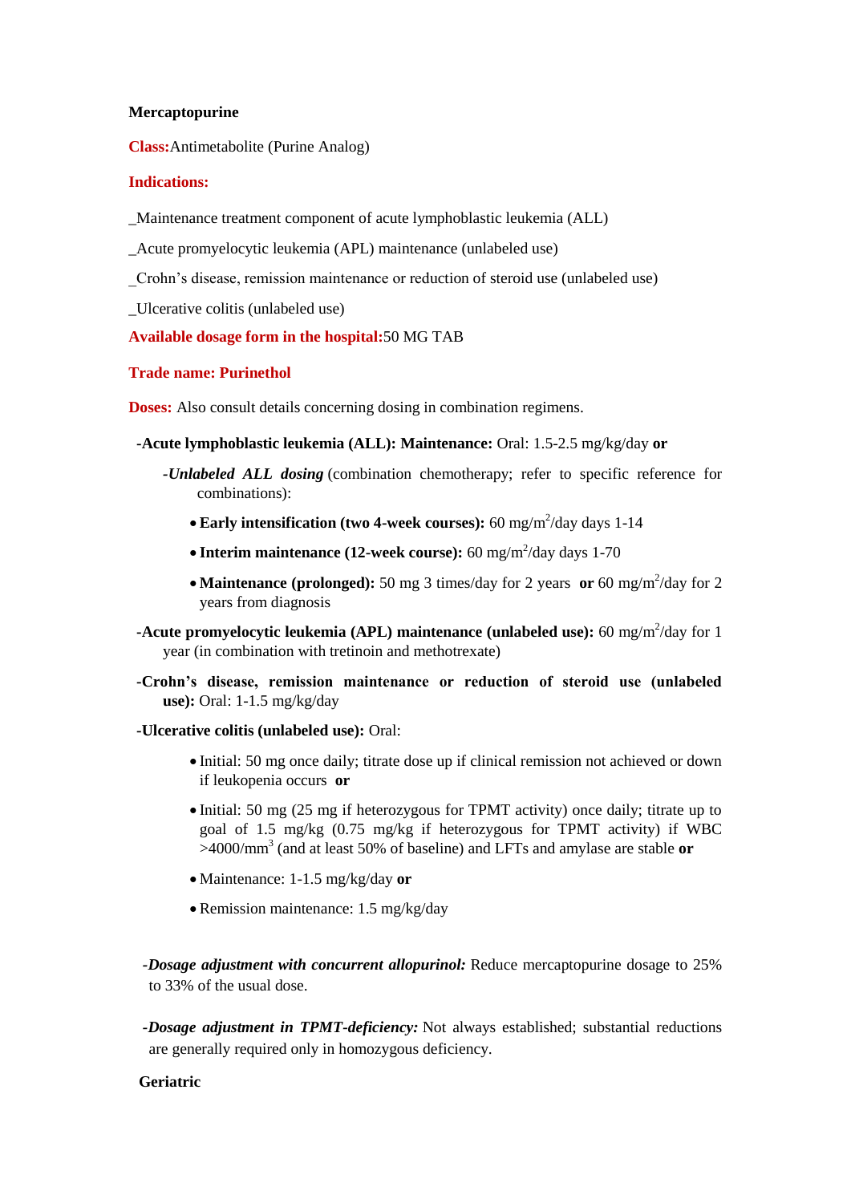**Mercaptopurine**

**Class:** Antimetabolite (Purine Analog)

**Indications:**

_Maintenance treatment component of acute lymphoblastic leukemia (ALL)

_Acute promyelocytic leukemia (APL) maintenance (unlabeled use)

_Crohn's disease, remission maintenance or reduction of steroid use (unlabeled use)

_Ulcerative colitis (unlabeled use)

**Available dosage form in the hospital:** 50 MG TAB

**Trade name: Purinethol**

**Doses:** Also consult details concerning dosing in combination regimens.

**-Acute lymphoblastic leukemia (ALL): Maintenance:** Oral: 1.5-2.5 mg/kg/day **or**

- ***-Unlabeled ALL dosing*** (combination chemotherapy; refer to specific reference for combinations):
  - **Early intensification (two 4-week courses):** 60 mg/m$^2$/day days 1-14
  - **Interim maintenance (12-week course):** 60 mg/m$^2$/day days 1-70
  - **Maintenance (prolonged):** 50 mg 3 times/day for 2 years **or** 60 mg/m$^2$/day for 2 years from diagnosis

**-Acute promyelocytic leukemia (APL) maintenance (unlabeled use):** 60 mg/m$^2$/day for 1 year (in combination with tretinoin and methotrexate)

**-Crohn's disease, remission maintenance or reduction of steroid use (unlabeled use):** Oral: 1-1.5 mg/kg/day

**-Ulcerative colitis (unlabeled use):** Oral:

- Initial: 50 mg once daily; titrate dose up if clinical remission not achieved or down if leukopenia occurs **or**
- Initial: 50 mg (25 mg if heterozygous for TPMT activity) once daily; titrate up to goal of 1.5 mg/kg (0.75 mg/kg if heterozygous for TPMT activity) if WBC >4000/mm$^3$ (and at least 50% of baseline) and LFTs and amylase are stable **or**
- Maintenance: 1-1.5 mg/kg/day **or**
- Remission maintenance: 1.5 mg/kg/day

***-Dosage adjustment with concurrent allopurinol:*** Reduce mercaptopurine dosage to 25% to 33% of the usual dose.

***-Dosage adjustment in TPMT-deficiency:*** Not always established; substantial reductions are generally required only in homozygous deficiency.

**Geriatric**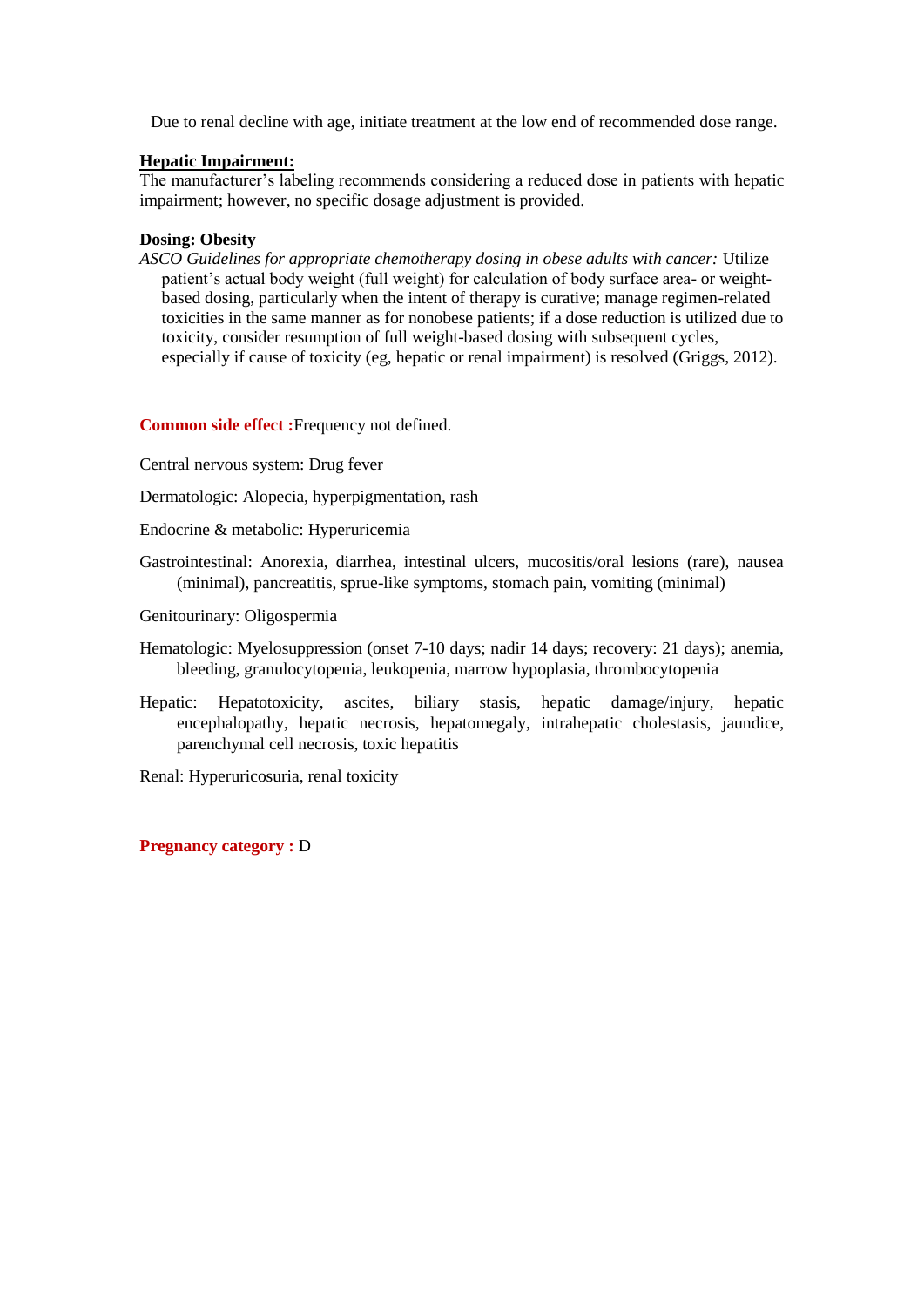Due to renal decline with age, initiate treatment at the low end of recommended dose range.

**Hepatic Impairment:**

The manufacturer's labeling recommends considering a reduced dose in patients with hepatic impairment; however, no specific dosage adjustment is provided.

**Dosing: Obesity**

*ASCO Guidelines for appropriate chemotherapy dosing in obese adults with cancer:* Utilize patient's actual body weight (full weight) for calculation of body surface area- or weight-based dosing, particularly when the intent of therapy is curative; manage regimen-related toxicities in the same manner as for nonobese patients; if a dose reduction is utilized due to toxicity, consider resumption of full weight-based dosing with subsequent cycles, especially if cause of toxicity (eg, hepatic or renal impairment) is resolved (Griggs, 2012).

**Common side effect :** Frequency not defined.

Central nervous system: Drug fever

Dermatologic: Alopecia, hyperpigmentation, rash

Endocrine & metabolic: Hyperuricemia

Gastrointestinal: Anorexia, diarrhea, intestinal ulcers, mucositis/oral lesions (rare), nausea (minimal), pancreatitis, sprue-like symptoms, stomach pain, vomiting (minimal)

Genitourinary: Oligospermia

Hematologic: Myelosuppression (onset 7-10 days; nadir 14 days; recovery: 21 days); anemia, bleeding, granulocytopenia, leukopenia, marrow hypoplasia, thrombocytopenia

Hepatic: Hepatotoxicity, ascites, biliary stasis, hepatic damage/injury, hepatic encephalopathy, hepatic necrosis, hepatomegaly, intrahepatic cholestasis, jaundice, parenchymal cell necrosis, toxic hepatitis

Renal: Hyperuricosuria, renal toxicity

**Pregnancy category :** D